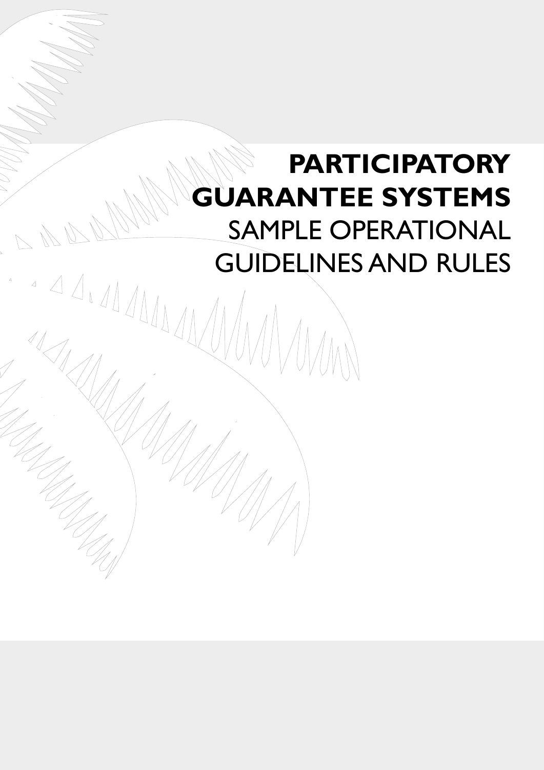# PARTICIPATORY GUARANTEE SYSTEMS

## SAMPLE OPERATIONAL GUIDELINES AND RULES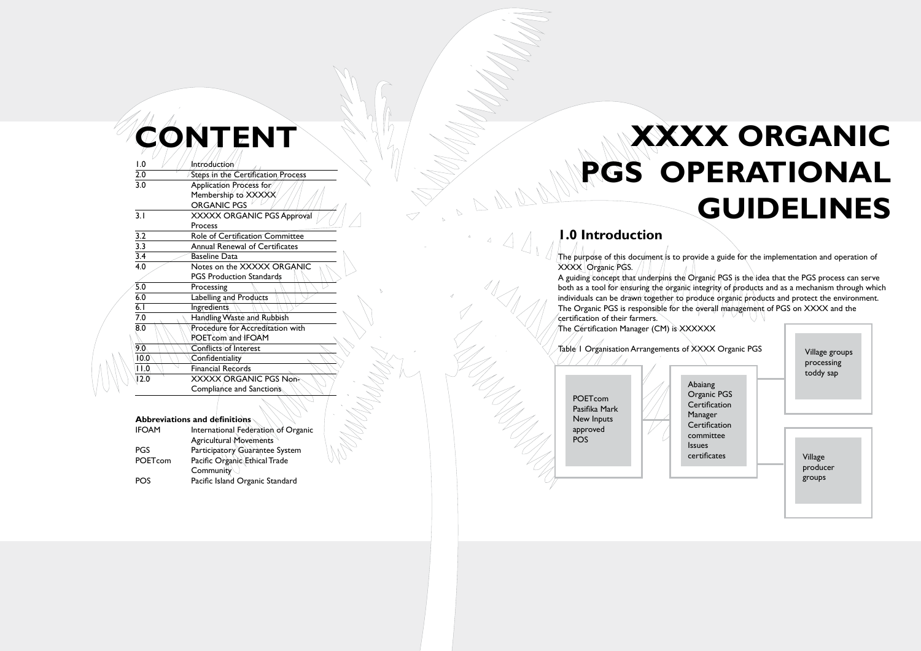# CONTENT

| | |
|---|---|
| 1.0 | Introduction |
| 2.0 | Steps in the Certification Process |
| 3.0 | Application Process for Membership to XXXXX ORGANIC PGS |
| 3.1 | XXXXX ORGANIC PGS Approval Process |
| 3.2 | Role of Certification Committee |
| 3.3 | Annual Renewal of Certificates |
| 3.4 | Baseline Data |
| 4.0 | Notes on the XXXXX ORGANIC PGS Production Standards |
| 5.0 | Processing |
| 6.0 | Labelling and Products |
| 6.1 | Ingredients |
| 7.0 | Handling Waste and Rubbish |
| 8.0 | Procedure for Accreditation with POETcom and IFOAM |
| 9.0 | Conflicts of Interest |
| 10.0 | Confidentiality |
| 11.0 | Financial Records |
| 12.0 | XXXXX ORGANIC PGS Non-Compliance and Sanctions |

**Abbreviations and definitions**

| | |
|---|---|
| IFOAM | International Federation of Organic Agricultural Movements |
| PGS | Participatory Guarantee System |
| POETcom | Pacific Organic Ethical Trade Community |
| POS | Pacific Island Organic Standard |

# XXXX ORGANIC PGS OPERATIONAL GUIDELINES

## 1.0 Introduction

The purpose of this document is to provide a guide for the implementation and operation of XXXX Organic PGS.

A guiding concept that underpins the Organic PGS is the idea that the PGS process can serve both as a tool for ensuring the organic integrity of products and as a mechanism through which individuals can be drawn together to produce organic products and protect the environment. The Organic PGS is responsible for the overall management of PGS on XXXX and the certification of their farmers.

The Certification Manager (CM) is XXXXXX

Table 1 Organisation Arrangements of XXXX Organic PGS

| POETcom | Abaiang Organic PGS | Village groups |
|---|---|---|
| Pasifika Mark New Inputs approved POS | Certification Manager Certification committee Issues certificates | processing toddy sap |
| | | Village producer groups |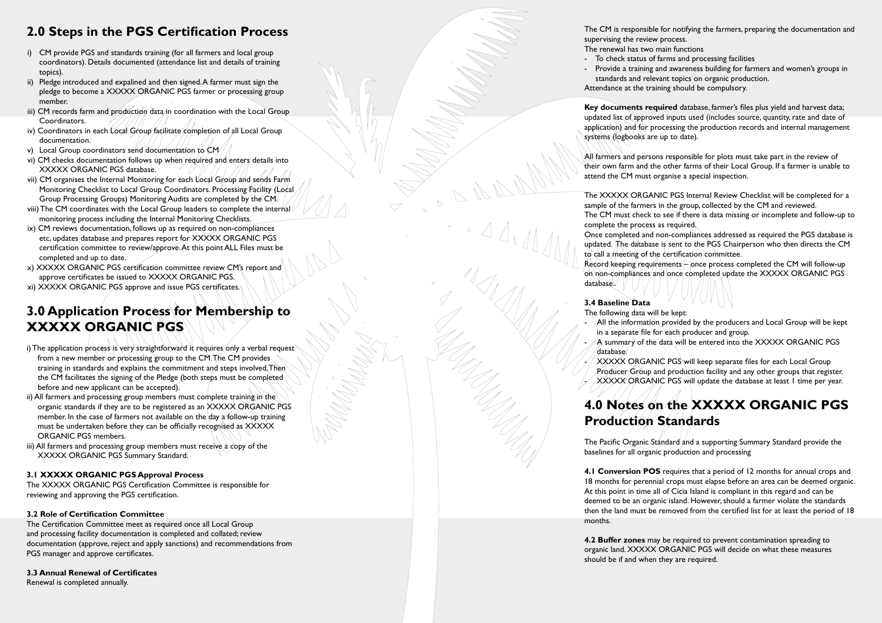## 2.0 Steps in the PGS Certification Process

i) CM provide PGS and standards training (for all farmers and local group coordinators). Details documented (attendance list and details of training topics).
ii) Pledge introduced and expalined and then signed. A farmer must sign the pledge to become a XXXXX ORGANIC PGS farmer or processing group member.
iii) CM records farm and production data in coordination with the Local Group Coordinators.
iv) Coordinators in each Local Group facilitate completion of all Local Group documentation.
v) Local Group coordinators send documentation to CM
vi) CM checks documentation follows up when required and enters details into XXXXX ORGANIC PGS database.
vii) CM organises the Internal Monitoring for each Local Group and sends Farm Monitoring Checklist to Local Group Coordinators. Processing Facility (Local Group Processing Groups) Monitoring Audits are completed by the CM.
viii) The CM coordinates with the Local Group leaders to complete the internal monitoring process including the Internal Monitoring Checklists.
ix) CM reviews documentation, follows up as required on non-compliances etc, updates database and prepares report for XXXXX ORGANIC PGS certification committee to review/approve. At this point ALL Files must be completed and up to date.
x) XXXXX ORGANIC PGS certification committee review CM's report and approve certificates be issued to XXXXX ORGANIC PGS.
xi) XXXXX ORGANIC PGS approve and issue PGS certificates.

## 3.0 Application Process for Membership to XXXXX ORGANIC PGS

i) The application process is very straightforward it requires only a verbal request from a new member or processing group to the CM. The CM provides training in standards and explains the commitment and steps involved. Then the CM facilitates the signing of the Pledge (both steps must be completed before and new applicant can be accepted).
ii) All farmers and processing group members must complete training in the organic standards if they are to be registered as an XXXXX ORGANIC PGS member. In the case of farmers not available on the day a follow-up training must be undertaken before they can be officially recognised as XXXXX ORGANIC PGS members.
iii) All farmers and processing group members must receive a copy of the XXXXX ORGANIC PGS Summary Standard.

### 3.1 XXXXX ORGANIC PGS Approval Process

The XXXXX ORGANIC PGS Certification Committee is responsible for reviewing and approving the PGS certification.

### 3.2 Role of Certification Committee

The Certification Committee meet as required once all Local Group and processing facility documentation is completed and collated; review documentation (approve, reject and apply sanctions) and recommendations from PGS manager and approve certificates.

### 3.3 Annual Renewal of Certificates

Renewal is completed annually.

The CM is responsible for notifying the farmers, preparing the documentation and supervising the review process.

The renewal has two main functions

- To check status of farms and processing facilities
- Provide a training and awareness building for farmers and women's groups in standards and relevant topics on organic production.

Attendance at the training should be compulsory.

**Key documents required** database, farmer's files plus yield and harvest data; updated list of approved inputs used (includes source, quantity, rate and date of application) and for processing the production records and internal management systems (logbooks are up to date).

All farmers and persons responsible for plots must take part in the review of their own farm and the other farms of their Local Group. If a farmer is unable to attend the CM must organise a special inspection.

The XXXXX ORGANIC PGS Internal Review Checklist will be completed for a sample of the farmers in the group, collected by the CM and reviewed.
The CM must check to see if there is data missing or incomplete and follow-up to complete the process as required.
Once completed and non-compliances addressed as required the PGS database is updated. The database is sent to the PGS Chairperson who then directs the CM to call a meeting of the certification committee.
Record keeping requirements – once process completed the CM will follow-up on non-compliances and once completed update the XXXXX ORGANIC PGS database..

### 3.4 Baseline Data

The following data will be kept:

- All the information provided by the producers and Local Group will be kept in a separate file for each producer and group.
- A summary of the data will be entered into the XXXXX ORGANIC PGS database.
- XXXXX ORGANIC PGS will keep separate files for each Local Group Producer Group and production facility and any other groups that register.
- XXXXX ORGANIC PGS will update the database at least 1 time per year.

## 4.0 Notes on the XXXXX ORGANIC PGS Production Standards

The Pacific Organic Standard and a supporting Summary Standard provide the baselines for all organic production and processing

**4.1 Conversion POS** requires that a period of 12 months for annual crops and 18 months for perennial crops must elapse before an area can be deemed organic. At this point in time all of Cicia Island is compliant in this regard and can be deemed to be an organic island. However, should a farmer violate the standards then the land must be removed from the certified list for at least the period of 18 months.

**4.2 Buffer zones** may be required to prevent contamination spreading to organic land. XXXXX ORGANIC PGS will decide on what these measures should be if and when they are required.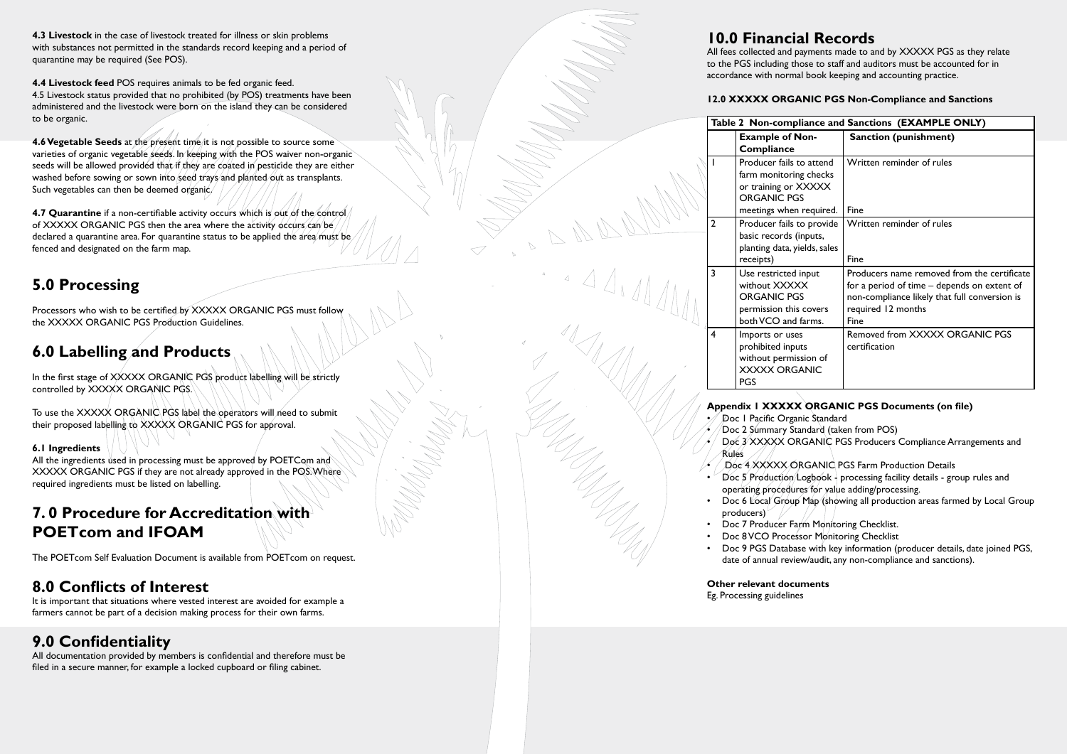**4.3 Livestock** in the case of livestock treated for illness or skin problems with substances not permitted in the standards record keeping and a period of quarantine may be required (See POS).

**4.4 Livestock feed** POS requires animals to be fed organic feed.
4.5 Livestock status provided that no prohibited (by POS) treatments have been administered and the livestock were born on the island they can be considered to be organic.

**4.6 Vegetable Seeds** at the present time it is not possible to source some varieties of organic vegetable seeds. In keeping with the POS waiver non-organic seeds will be allowed provided that if they are coated in pesticide they are either washed before sowing or sown into seed trays and planted out as transplants. Such vegetables can then be deemed organic.

**4.7 Quarantine** if a non-certifiable activity occurs which is out of the control of XXXXX ORGANIC PGS then the area where the activity occurs can be declared a quarantine area. For quarantine status to be applied the area must be fenced and designated on the farm map.

## 5.0 Processing

Processors who wish to be certified by XXXXX ORGANIC PGS must follow the XXXXX ORGANIC PGS Production Guidelines.

## 6.0 Labelling and Products

In the first stage of XXXXX ORGANIC PGS product labelling will be strictly controlled by XXXXX ORGANIC PGS.

To use the XXXXX ORGANIC PGS label the operators will need to submit their proposed labelling to XXXXX ORGANIC PGS for approval.

### 6.1 Ingredients

All the ingredients used in processing must be approved by POETCom and XXXXX ORGANIC PGS if they are not already approved in the POS. Where required ingredients must be listed on labelling.

## 7. 0 Procedure for Accreditation with POETcom and IFOAM

The POETcom Self Evaluation Document is available from POETcom on request.

## 8.0 Conflicts of Interest

It is important that situations where vested interest are avoided for example a farmers cannot be part of a decision making process for their own farms.

## 9.0 Confidentiality

All documentation provided by members is confidential and therefore must be filed in a secure manner, for example a locked cupboard or filing cabinet.

## 10.0 Financial Records

All fees collected and payments made to and by XXXXX PGS as they relate to the PGS including those to staff and auditors must be accounted for in accordance with normal book keeping and accounting practice.

### 12.0 XXXXX ORGANIC PGS Non-Compliance and Sanctions

**Table 2 Non-compliance and Sanctions (EXAMPLE ONLY)**

| | Example of Non-Compliance | Sanction (punishment) |
|---|---|---|
| 1 | Producer fails to attend farm monitoring checks or training or XXXXX ORGANIC PGS meetings when required. | Written reminder of rules<br><br>Fine |
| 2 | Producer fails to provide basic records (inputs, planting data, yields, sales receipts) | Written reminder of rules<br><br>Fine |
| 3 | Use restricted input without XXXXX ORGANIC PGS permission this covers both VCO and farms. | Producers name removed from the certificate for a period of time – depends on extent of non-compliance likely that full conversion is required 12 months<br>Fine |
| 4 | Imports or uses prohibited inputs without permission of XXXXX ORGANIC PGS | Removed from XXXXX ORGANIC PGS certification |

### Appendix 1 XXXXX ORGANIC PGS Documents (on file)

- Doc 1 Pacific Organic Standard
- Doc 2 Summary Standard (taken from POS)
- Doc 3 XXXXX ORGANIC PGS Producers Compliance Arrangements and Rules
- Doc 4 XXXXX ORGANIC PGS Farm Production Details
- Doc 5 Production Logbook - processing facility details - group rules and operating procedures for value adding/processing.
- Doc 6 Local Group Map (showing all production areas farmed by Local Group producers)
- Doc 7 Producer Farm Monitoring Checklist.
- Doc 8 VCO Processor Monitoring Checklist
- Doc 9 PGS Database with key information (producer details, date joined PGS, date of annual review/audit, any non-compliance and sanctions).

**Other relevant documents**
Eg. Processing guidelines